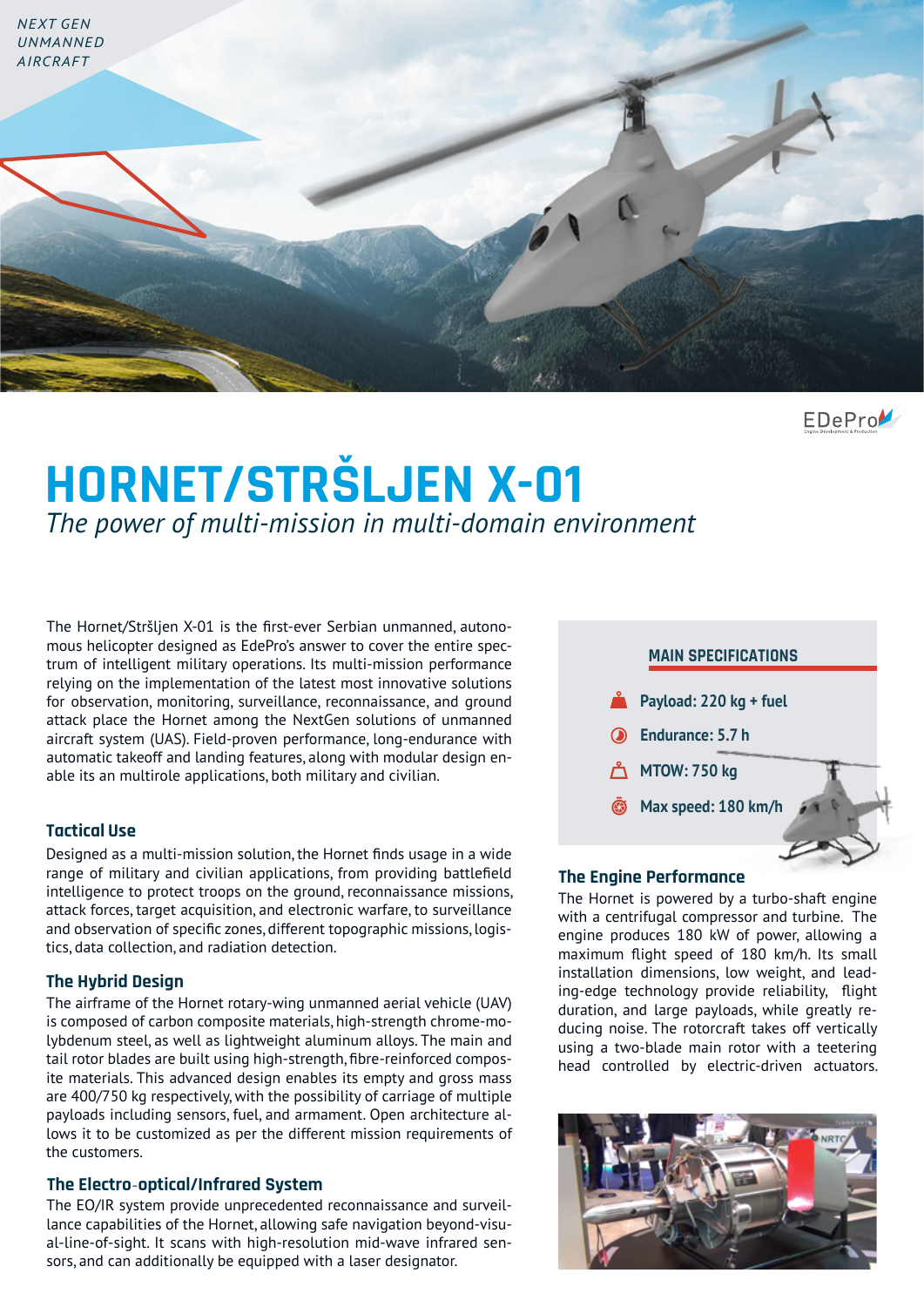NEXT GEN UNMANNED AIRCRAFT

EDePro

# HORNET/STRŠLJEN X-01

*The power of multi-mission in multi-domain environment*

The Hornet/Stršljen X-01 is the first-ever Serbian unmanned, autonomous helicopter designed as EdePro's answer to cover the entire spectrum of intelligent military operations. Its multi-mission performance relying on the implementation of the latest most innovative solutions for observation, monitoring, surveillance, reconnaissance, and ground attack place the Hornet among the NextGen solutions of unmanned aircraft system (UAS). Field-proven performance, long-endurance with automatic takeoff and landing features, along with modular design enable its an multirole applications, both military and civilian.

## MAIN SPECIFICATIONS

- **Payload: 220 kg + fuel**
- **Endurance: 5.7 h**
- **MTOW: 750 kg**
- **Max speed: 180 km/h**

### Tactical Use

Designed as a multi-mission solution, the Hornet finds usage in a wide range of military and civilian applications, from providing battlefield intelligence to protect troops on the ground, reconnaissance missions, attack forces, target acquisition, and electronic warfare, to surveillance and observation of specific zones, different topographic missions, logistics, data collection, and radiation detection.

### The Hybrid Design

The airframe of the Hornet rotary-wing unmanned aerial vehicle (UAV) is composed of carbon composite materials, high-strength chrome-molybdenum steel, as well as lightweight aluminum alloys. The main and tail rotor blades are built using high-strength, fibre-reinforced composite materials. This advanced design enables its empty and gross mass are 400/750 kg respectively, with the possibility of carriage of multiple payloads including sensors, fuel, and armament. Open architecture allows it to be customized as per the different mission requirements of the customers.

### The Electro-optical/Infrared System

The EO/IR system provide unprecedented reconnaissance and surveillance capabilities of the Hornet, allowing safe navigation beyond-visual-line-of-sight. It scans with high-resolution mid-wave infrared sensors, and can additionally be equipped with a laser designator.

### The Engine Performance

The Hornet is powered by a turbo-shaft engine with a centrifugal compressor and turbine. The engine produces 180 kW of power, allowing a maximum flight speed of 180 km/h. Its small installation dimensions, low weight, and leading-edge technology provide reliability, flight duration, and large payloads, while greatly reducing noise. The rotorcraft takes off vertically using a two-blade main rotor with a teetering head controlled by electric-driven actuators.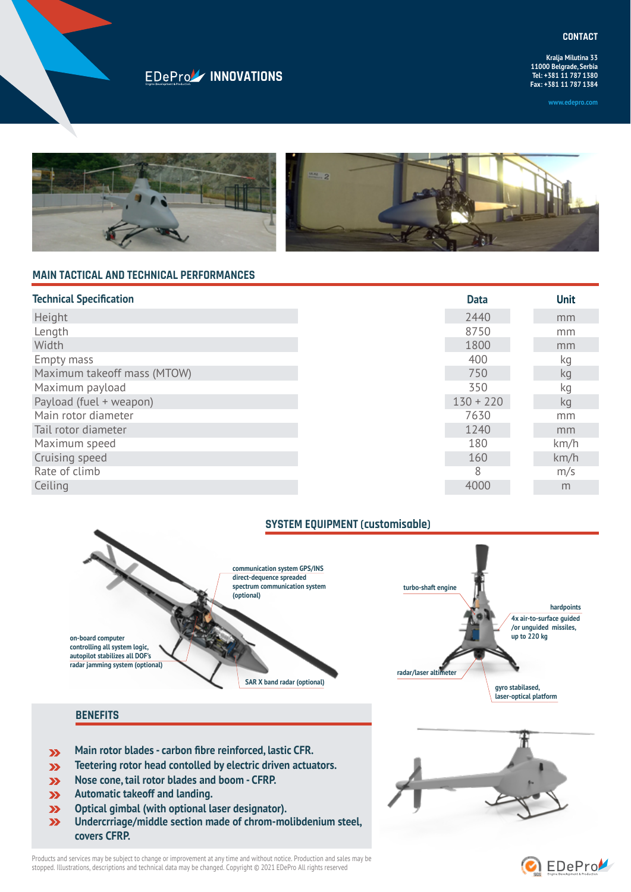EDePro INNOVATIONS

**CONTACT**

Kralja Milutina 33
11000 Belgrade, Serbia
Tel: +381 11 787 1380
Fax: +381 11 787 1384

www.edepro.com

## MAIN TACTICAL AND TECHNICAL PERFORMANCES

| Technical Specification | Data | Unit |
|---|---|---|
| Height | 2440 | mm |
| Length | 8750 | mm |
| Width | 1800 | mm |
| Empty mass | 400 | kg |
| Maximum takeoff mass (MTOW) | 750 | kg |
| Maximum payload | 350 | kg |
| Payload (fuel + weapon) | 130 + 220 | kg |
| Main rotor diameter | 7630 | mm |
| Tail rotor diameter | 1240 | mm |
| Maximum speed | 180 | km/h |
| Cruising speed | 160 | km/h |
| Rate of climb | 8 | m/s |
| Ceiling | 4000 | m |

## SYSTEM EQUIPMENT (customisable)

communication system GPS/INS
direct-dequence spreaded
spectrum communication system
(optional)

on-board computer
controlling all system logic,
autopilot stabilizes all DOF's
radar jamming system (optional)

SAR X band radar (optional)

turbo-shaft engine

hardpoints
4x air-to-surface guided
/or unguided missiles,
up to 220 kg

radar/laser altimeter

gyro stabilased,
laser-optical platform

## BENEFITS

- Main rotor blades - carbon fibre reinforced, lastic CFR.
- Teetering rotor head contolled by electric driven actuators.
- Nose cone, tail rotor blades and boom - CFRP.
- Automatic takeoff and landing.
- Optical gimbal (with optional laser designator).
- Undercrriage/middle section made of chrom-molibdenium steel, covers CFRP.

Products and services may be subject to change or improvement at any time and without notice. Production and sales may be stopped. Illustrations, descriptions and technical data may be changed. Copyright © 2021 EDePro All rights reserved